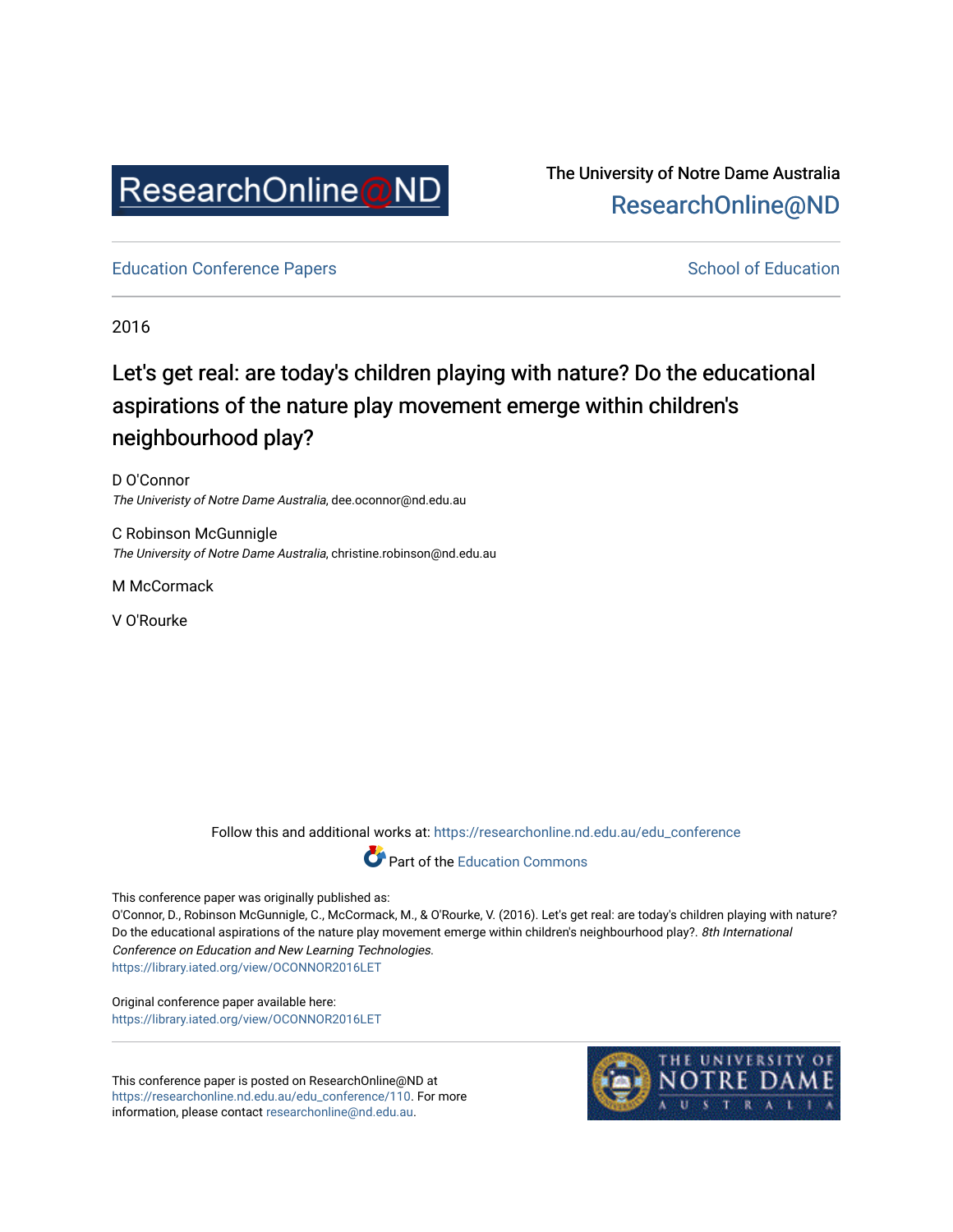ResearchOnline@ND

The University of Notre Dame Australia
ResearchOnline@ND

Education Conference Papers

School of Education

2016

# Let's get real: are today's children playing with nature? Do the educational aspirations of the nature play movement emerge within children's neighbourhood play?

D O'Connor
*The Univeristy of Notre Dame Australia*, dee.oconnor@nd.edu.au

C Robinson McGunnigle
*The University of Notre Dame Australia*, christine.robinson@nd.edu.au

M McCormack

V O'Rourke

Follow this and additional works at: https://researchonline.nd.edu.au/edu_conference

Part of the Education Commons

This conference paper was originally published as:
O'Connor, D., Robinson McGunnigle, C., McCormack, M., & O'Rourke, V. (2016). Let's get real: are today's children playing with nature? Do the educational aspirations of the nature play movement emerge within children's neighbourhood play?. *8th International Conference on Education and New Learning Technologies*.
https://library.iated.org/view/OCONNOR2016LET

Original conference paper available here:
https://library.iated.org/view/OCONNOR2016LET

This conference paper is posted on ResearchOnline@ND at https://researchonline.nd.edu.au/edu_conference/110. For more information, please contact researchonline@nd.edu.au.

THE UNIVERSITY OF NOTRE DAME AUSTRALIA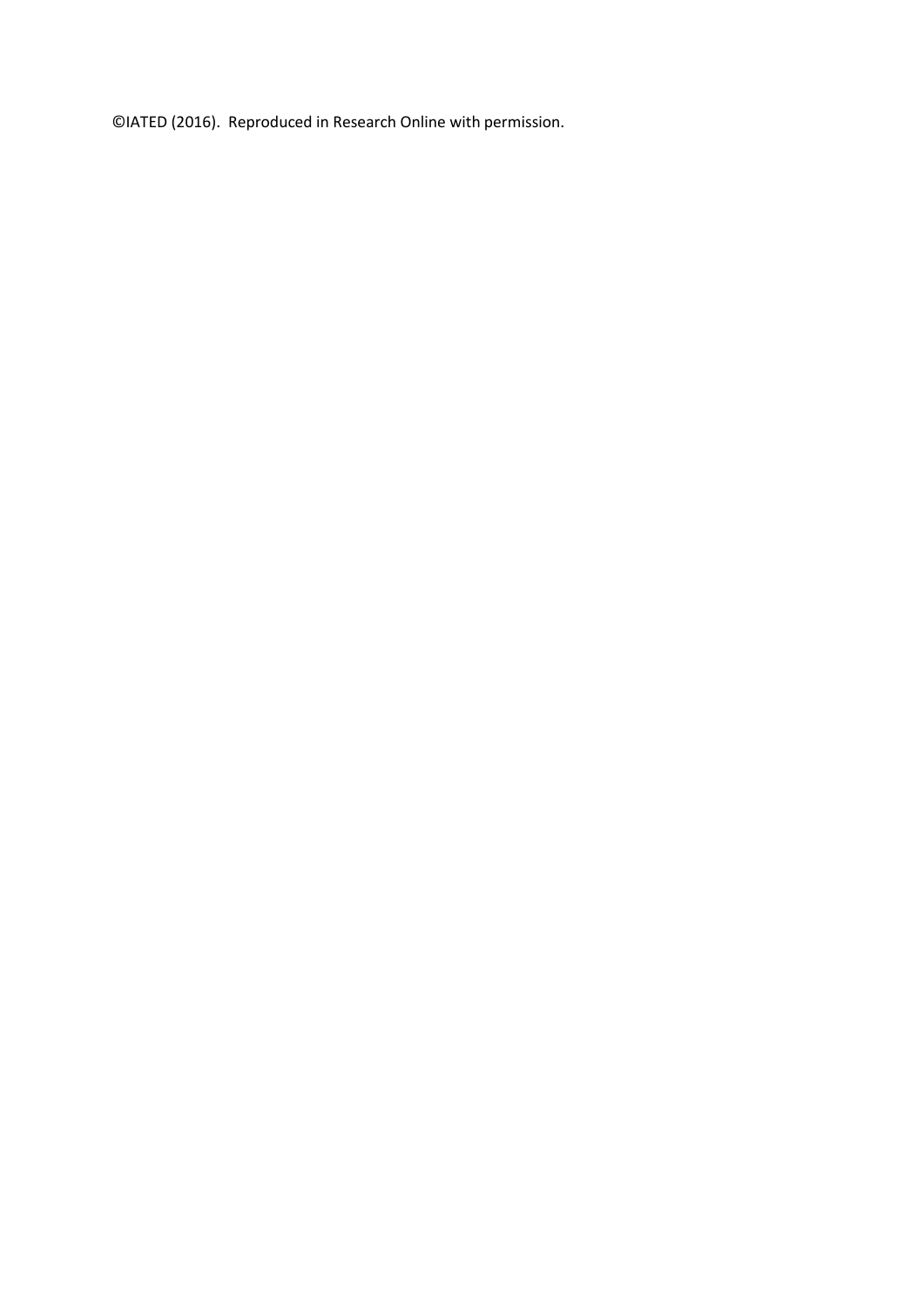©IATED (2016). Reproduced in Research Online with permission.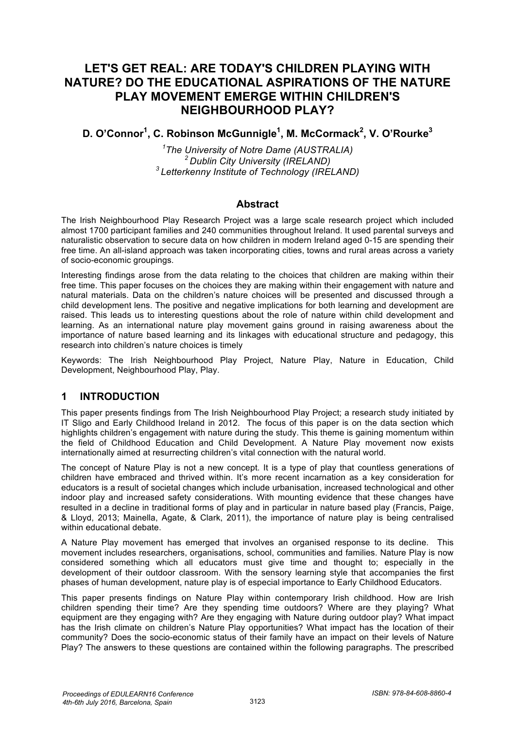# LET'S GET REAL: ARE TODAY'S CHILDREN PLAYING WITH NATURE? DO THE EDUCATIONAL ASPIRATIONS OF THE NATURE PLAY MOVEMENT EMERGE WITHIN CHILDREN'S NEIGHBOURHOOD PLAY?

**D. O'Connor[1], C. Robinson McGunnigle[1], M. McCormack[2], V. O'Rourke[3]**

*[1]The University of Notre Dame (AUSTRALIA)*
*[2] Dublin City University (IRELAND)*
*[3] Letterkenny Institute of Technology (IRELAND)*

## Abstract

The Irish Neighbourhood Play Research Project was a large scale research project which included almost 1700 participant families and 240 communities throughout Ireland. It used parental surveys and naturalistic observation to secure data on how children in modern Ireland aged 0-15 are spending their free time. An all-island approach was taken incorporating cities, towns and rural areas across a variety of socio-economic groupings.

Interesting findings arose from the data relating to the choices that children are making within their free time. This paper focuses on the choices they are making within their engagement with nature and natural materials. Data on the children's nature choices will be presented and discussed through a child development lens. The positive and negative implications for both learning and development are raised. This leads us to interesting questions about the role of nature within child development and learning. As an international nature play movement gains ground in raising awareness about the importance of nature based learning and its linkages with educational structure and pedagogy, this research into children's nature choices is timely

Keywords: The Irish Neighbourhood Play Project, Nature Play, Nature in Education, Child Development, Neighbourhood Play, Play.

## 1 INTRODUCTION

This paper presents findings from The Irish Neighbourhood Play Project; a research study initiated by IT Sligo and Early Childhood Ireland in 2012. The focus of this paper is on the data section which highlights children's engagement with nature during the study. This theme is gaining momentum within the field of Childhood Education and Child Development. A Nature Play movement now exists internationally aimed at resurrecting children's vital connection with the natural world.

The concept of Nature Play is not a new concept. It is a type of play that countless generations of children have embraced and thrived within. It's more recent incarnation as a key consideration for educators is a result of societal changes which include urbanisation, increased technological and other indoor play and increased safety considerations. With mounting evidence that these changes have resulted in a decline in traditional forms of play and in particular in nature based play (Francis, Paige, & Lloyd, 2013; Mainella, Agate, & Clark, 2011), the importance of nature play is being centralised within educational debate.

A Nature Play movement has emerged that involves an organised response to its decline. This movement includes researchers, organisations, school, communities and families. Nature Play is now considered something which all educators must give time and thought to; especially in the development of their outdoor classroom. With the sensory learning style that accompanies the first phases of human development, nature play is of especial importance to Early Childhood Educators.

This paper presents findings on Nature Play within contemporary Irish childhood. How are Irish children spending their time? Are they spending time outdoors? Where are they playing? What equipment are they engaging with? Are they engaging with Nature during outdoor play? What impact has the Irish climate on children's Nature Play opportunities? What impact has the location of their community? Does the socio-economic status of their family have an impact on their levels of Nature Play? The answers to these questions are contained within the following paragraphs. The prescribed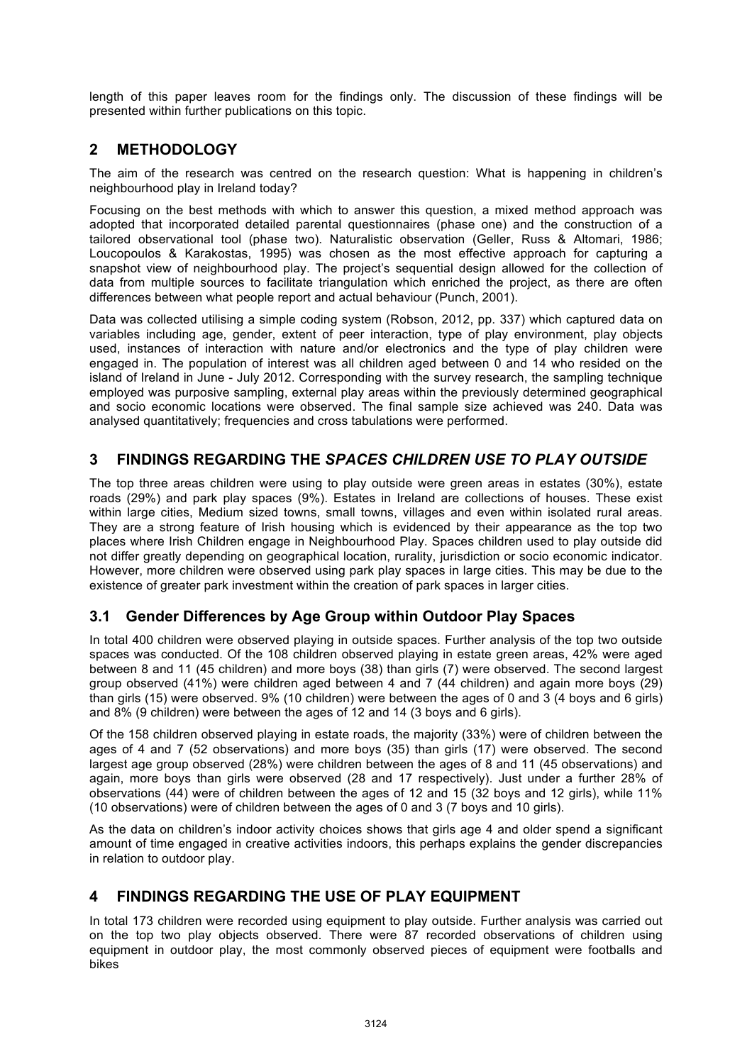length of this paper leaves room for the findings only. The discussion of these findings will be presented within further publications on this topic.

## 2 METHODOLOGY

The aim of the research was centred on the research question: What is happening in children's neighbourhood play in Ireland today?

Focusing on the best methods with which to answer this question, a mixed method approach was adopted that incorporated detailed parental questionnaires (phase one) and the construction of a tailored observational tool (phase two). Naturalistic observation (Geller, Russ & Altomari, 1986; Loucopoulos & Karakostas, 1995) was chosen as the most effective approach for capturing a snapshot view of neighbourhood play. The project's sequential design allowed for the collection of data from multiple sources to facilitate triangulation which enriched the project, as there are often differences between what people report and actual behaviour (Punch, 2001).

Data was collected utilising a simple coding system (Robson, 2012, pp. 337) which captured data on variables including age, gender, extent of peer interaction, type of play environment, play objects used, instances of interaction with nature and/or electronics and the type of play children were engaged in. The population of interest was all children aged between 0 and 14 who resided on the island of Ireland in June - July 2012. Corresponding with the survey research, the sampling technique employed was purposive sampling, external play areas within the previously determined geographical and socio economic locations were observed. The final sample size achieved was 240. Data was analysed quantitatively; frequencies and cross tabulations were performed.

## 3 FINDINGS REGARDING THE *SPACES CHILDREN USE TO PLAY OUTSIDE*

The top three areas children were using to play outside were green areas in estates (30%), estate roads (29%) and park play spaces (9%). Estates in Ireland are collections of houses. These exist within large cities, Medium sized towns, small towns, villages and even within isolated rural areas. They are a strong feature of Irish housing which is evidenced by their appearance as the top two places where Irish Children engage in Neighbourhood Play. Spaces children used to play outside did not differ greatly depending on geographical location, rurality, jurisdiction or socio economic indicator. However, more children were observed using park play spaces in large cities. This may be due to the existence of greater park investment within the creation of park spaces in larger cities.

### 3.1 Gender Differences by Age Group within Outdoor Play Spaces

In total 400 children were observed playing in outside spaces. Further analysis of the top two outside spaces was conducted. Of the 108 children observed playing in estate green areas, 42% were aged between 8 and 11 (45 children) and more boys (38) than girls (7) were observed. The second largest group observed (41%) were children aged between 4 and 7 (44 children) and again more boys (29) than girls (15) were observed. 9% (10 children) were between the ages of 0 and 3 (4 boys and 6 girls) and 8% (9 children) were between the ages of 12 and 14 (3 boys and 6 girls).

Of the 158 children observed playing in estate roads, the majority (33%) were of children between the ages of 4 and 7 (52 observations) and more boys (35) than girls (17) were observed. The second largest age group observed (28%) were children between the ages of 8 and 11 (45 observations) and again, more boys than girls were observed (28 and 17 respectively). Just under a further 28% of observations (44) were of children between the ages of 12 and 15 (32 boys and 12 girls), while 11% (10 observations) were of children between the ages of 0 and 3 (7 boys and 10 girls).

As the data on children's indoor activity choices shows that girls age 4 and older spend a significant amount of time engaged in creative activities indoors, this perhaps explains the gender discrepancies in relation to outdoor play.

## 4 FINDINGS REGARDING THE USE OF PLAY EQUIPMENT

In total 173 children were recorded using equipment to play outside. Further analysis was carried out on the top two play objects observed. There were 87 recorded observations of children using equipment in outdoor play, the most commonly observed pieces of equipment were footballs and bikes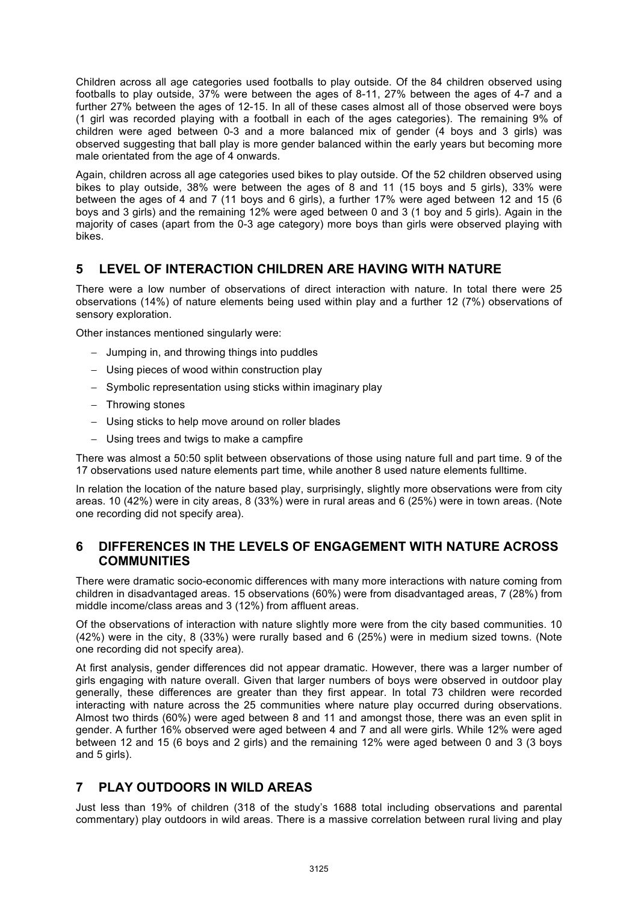Children across all age categories used footballs to play outside. Of the 84 children observed using footballs to play outside, 37% were between the ages of 8-11, 27% between the ages of 4-7 and a further 27% between the ages of 12-15. In all of these cases almost all of those observed were boys (1 girl was recorded playing with a football in each of the ages categories). The remaining 9% of children were aged between 0-3 and a more balanced mix of gender (4 boys and 3 girls) was observed suggesting that ball play is more gender balanced within the early years but becoming more male orientated from the age of 4 onwards.

Again, children across all age categories used bikes to play outside. Of the 52 children observed using bikes to play outside, 38% were between the ages of 8 and 11 (15 boys and 5 girls), 33% were between the ages of 4 and 7 (11 boys and 6 girls), a further 17% were aged between 12 and 15 (6 boys and 3 girls) and the remaining 12% were aged between 0 and 3 (1 boy and 5 girls). Again in the majority of cases (apart from the 0-3 age category) more boys than girls were observed playing with bikes.

## 5 LEVEL OF INTERACTION CHILDREN ARE HAVING WITH NATURE

There were a low number of observations of direct interaction with nature. In total there were 25 observations (14%) of nature elements being used within play and a further 12 (7%) observations of sensory exploration.

Other instances mentioned singularly were:

- Jumping in, and throwing things into puddles
- Using pieces of wood within construction play
- Symbolic representation using sticks within imaginary play
- Throwing stones
- Using sticks to help move around on roller blades
- Using trees and twigs to make a campfire

There was almost a 50:50 split between observations of those using nature full and part time. 9 of the 17 observations used nature elements part time, while another 8 used nature elements fulltime.

In relation the location of the nature based play, surprisingly, slightly more observations were from city areas. 10 (42%) were in city areas, 8 (33%) were in rural areas and 6 (25%) were in town areas. (Note one recording did not specify area).

## 6 DIFFERENCES IN THE LEVELS OF ENGAGEMENT WITH NATURE ACROSS COMMUNITIES

There were dramatic socio-economic differences with many more interactions with nature coming from children in disadvantaged areas. 15 observations (60%) were from disadvantaged areas, 7 (28%) from middle income/class areas and 3 (12%) from affluent areas.

Of the observations of interaction with nature slightly more were from the city based communities. 10 (42%) were in the city, 8 (33%) were rurally based and 6 (25%) were in medium sized towns. (Note one recording did not specify area).

At first analysis, gender differences did not appear dramatic. However, there was a larger number of girls engaging with nature overall. Given that larger numbers of boys were observed in outdoor play generally, these differences are greater than they first appear. In total 73 children were recorded interacting with nature across the 25 communities where nature play occurred during observations. Almost two thirds (60%) were aged between 8 and 11 and amongst those, there was an even split in gender. A further 16% observed were aged between 4 and 7 and all were girls. While 12% were aged between 12 and 15 (6 boys and 2 girls) and the remaining 12% were aged between 0 and 3 (3 boys and 5 girls).

## 7 PLAY OUTDOORS IN WILD AREAS

Just less than 19% of children (318 of the study's 1688 total including observations and parental commentary) play outdoors in wild areas. There is a massive correlation between rural living and play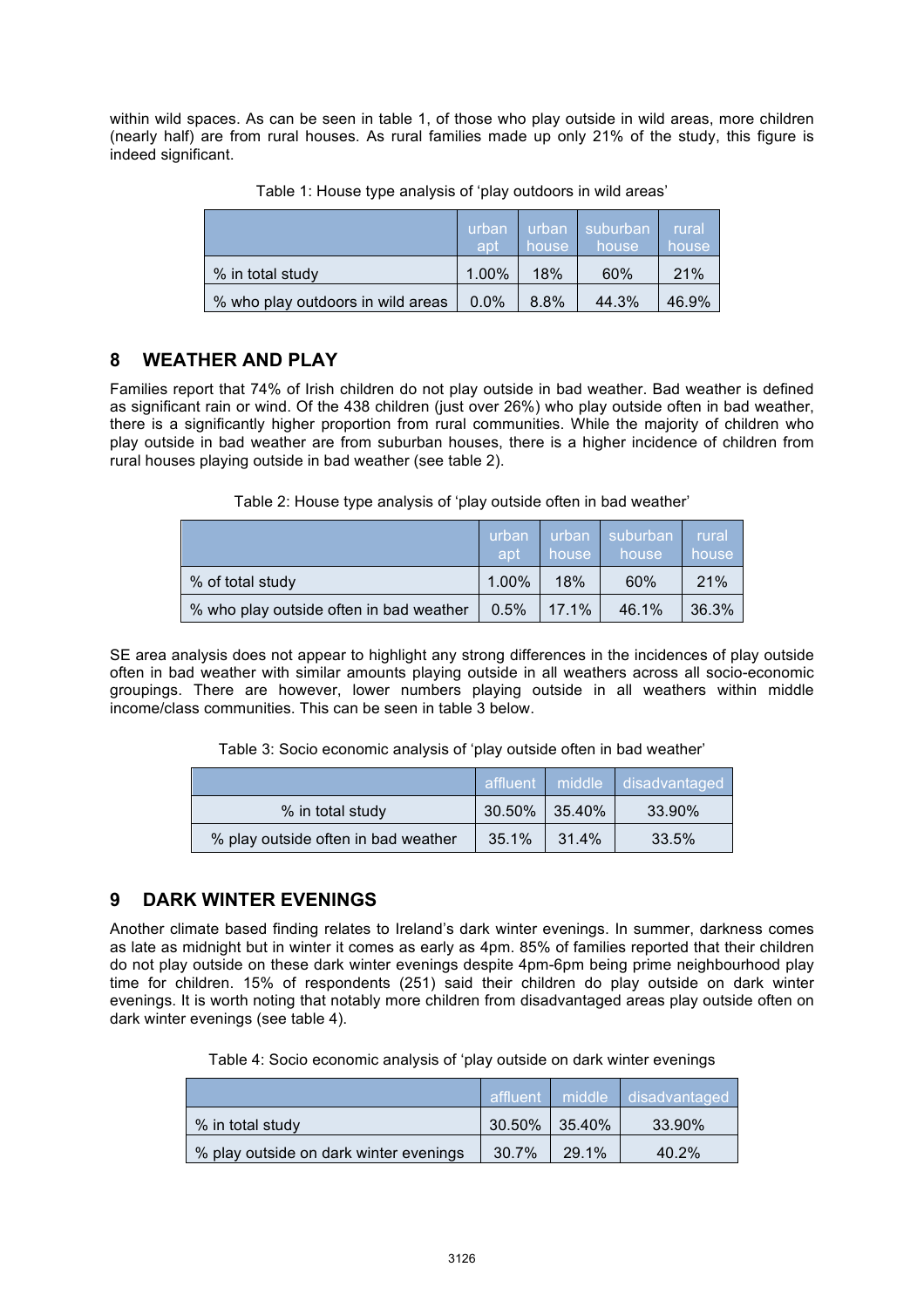within wild spaces. As can be seen in table 1, of those who play outside in wild areas, more children (nearly half) are from rural houses. As rural families made up only 21% of the study, this figure is indeed significant.

Table 1: House type analysis of 'play outdoors in wild areas'

| | urban apt | urban house | suburban house | rural house |
|---|---|---|---|---|
| % in total study | 1.00% | 18% | 60% | 21% |
| % who play outdoors in wild areas | 0.0% | 8.8% | 44.3% | 46.9% |

## 8 WEATHER AND PLAY

Families report that 74% of Irish children do not play outside in bad weather. Bad weather is defined as significant rain or wind. Of the 438 children (just over 26%) who play outside often in bad weather, there is a significantly higher proportion from rural communities. While the majority of children who play outside in bad weather are from suburban houses, there is a higher incidence of children from rural houses playing outside in bad weather (see table 2).

Table 2: House type analysis of 'play outside often in bad weather'

| | urban apt | urban house | suburban house | rural house |
|---|---|---|---|---|
| % of total study | 1.00% | 18% | 60% | 21% |
| % who play outside often in bad weather | 0.5% | 17.1% | 46.1% | 36.3% |

SE area analysis does not appear to highlight any strong differences in the incidences of play outside often in bad weather with similar amounts playing outside in all weathers across all socio-economic groupings. There are however, lower numbers playing outside in all weathers within middle income/class communities. This can be seen in table 3 below.

Table 3: Socio economic analysis of 'play outside often in bad weather'

| | affluent | middle | disadvantaged |
|---|---|---|---|
| % in total study | 30.50% | 35.40% | 33.90% |
| % play outside often in bad weather | 35.1% | 31.4% | 33.5% |

## 9 DARK WINTER EVENINGS

Another climate based finding relates to Ireland's dark winter evenings. In summer, darkness comes as late as midnight but in winter it comes as early as 4pm. 85% of families reported that their children do not play outside on these dark winter evenings despite 4pm-6pm being prime neighbourhood play time for children. 15% of respondents (251) said that their children do play outside on dark winter evenings. It is worth noting that notably more children from disadvantaged areas play outside often on dark winter evenings (see table 4).

Table 4: Socio economic analysis of 'play outside on dark winter evenings

| | affluent | middle | disadvantaged |
|---|---|---|---|
| % in total study | 30.50% | 35.40% | 33.90% |
| % play outside on dark winter evenings | 30.7% | 29.1% | 40.2% |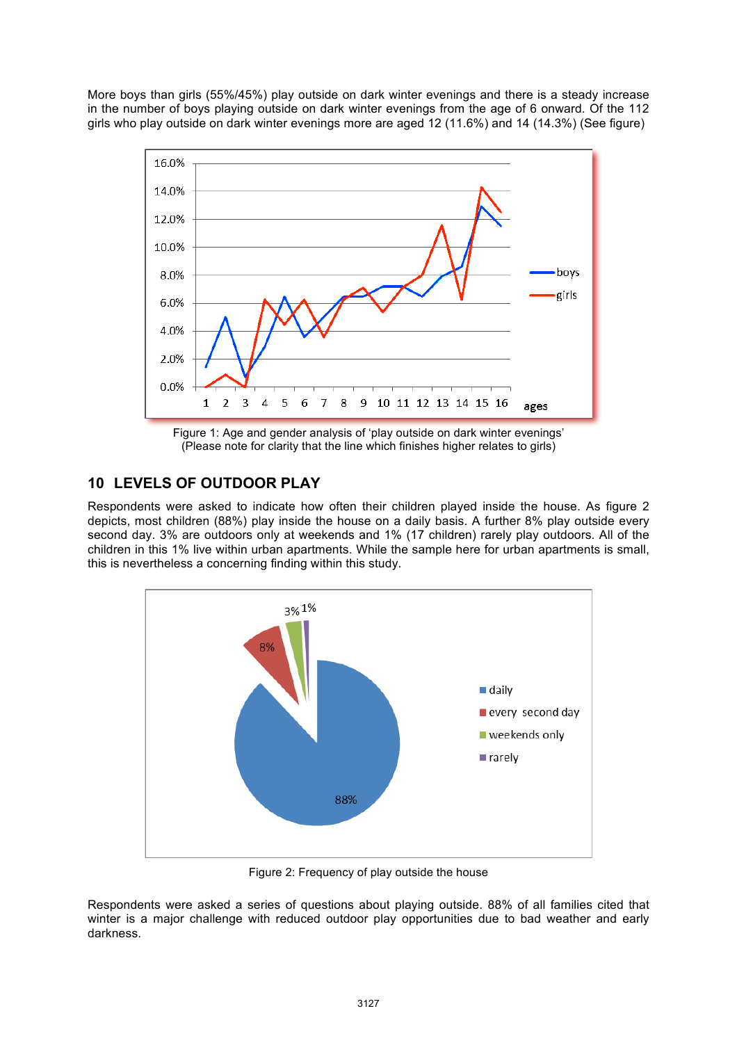More boys than girls (55%/45%) play outside on dark winter evenings and there is a steady increase in the number of boys playing outside on dark winter evenings from the age of 6 onward. Of the 112 girls who play outside on dark winter evenings more are aged 12 (11.6%) and 14 (14.3%) (See figure)

16.0%
14.0%
12.0%
10.0%
8.0%
6.0%
4.0%
2.0%
0.0%

1 2 3 4 5 6 7 8 9 10 11 12 13 14 15 16

ages

boys
girls

Figure 1: Age and gender analysis of 'play outside on dark winter evenings'
(Please note for clarity that the line which finishes higher relates to girls)

## 10 LEVELS OF OUTDOOR PLAY

Respondents were asked to indicate how often their children played inside the house. As figure 2 depicts, most children (88%) play inside the house on a daily basis. A further 8% play outside every second day. 3% are outdoors only at weekends and 1% (17 children) rarely play outdoors. All of the children in this 1% live within urban apartments. While the sample here for urban apartments is small, this is nevertheless a concerning finding within this study.

3%
1%
8%
88%

daily
every second day
weekends only
rarely

Figure 2: Frequency of play outside the house

Respondents were asked a series of questions about playing outside. 88% of all families cited that winter is a major challenge with reduced outdoor play opportunities due to bad weather and early darkness.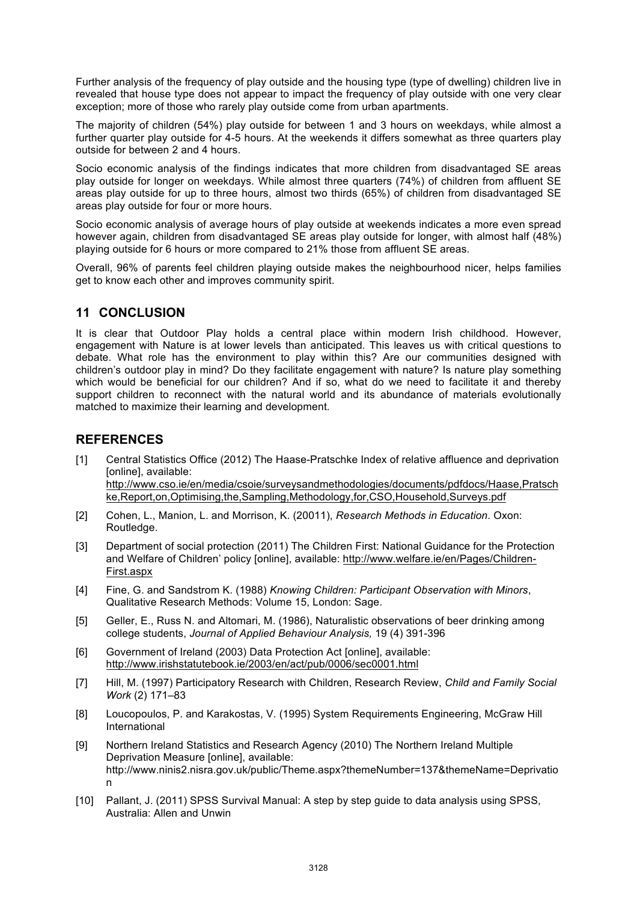Further analysis of the frequency of play outside and the housing type (type of dwelling) children live in revealed that house type does not appear to impact the frequency of play outside with one very clear exception; more of those who rarely play outside come from urban apartments.

The majority of children (54%) play outside for between 1 and 3 hours on weekdays, while almost a further quarter play outside for 4-5 hours. At the weekends it differs somewhat as three quarters play outside for between 2 and 4 hours.

Socio economic analysis of the findings indicates that more children from disadvantaged SE areas play outside for longer on weekdays. While almost three quarters (74%) of children from affluent SE areas play outside for up to three hours, almost two thirds (65%) of children from disadvantaged SE areas play outside for four or more hours.

Socio economic analysis of average hours of play outside at weekends indicates a more even spread however again, children from disadvantaged SE areas play outside for longer, with almost half (48%) playing outside for 6 hours or more compared to 21% those from affluent SE areas.

Overall, 96% of parents feel children playing outside makes the neighbourhood nicer, helps families get to know each other and improves community spirit.

## 11 CONCLUSION

It is clear that Outdoor Play holds a central place within modern Irish childhood. However, engagement with Nature is at lower levels than anticipated. This leaves us with critical questions to debate. What role has the environment to play within this? Are our communities designed with children's outdoor play in mind? Do they facilitate engagement with nature? Is nature play something which would be beneficial for our children? And if so, what do we need to facilitate it and thereby support children to reconnect with the natural world and its abundance of materials evolutionally matched to maximize their learning and development.

## REFERENCES

[1] Central Statistics Office (2012) The Haase-Pratschke Index of relative affluence and deprivation [online], available: http://www.cso.ie/en/media/csoie/surveysandmethodologies/documents/pdfdocs/Haase,Pratschke,Report,on,Optimising,the,Sampling,Methodology,for,CSO,Household,Surveys.pdf

[2] Cohen, L., Manion, L. and Morrison, K. (20011), *Research Methods in Education*. Oxon: Routledge.

[3] Department of social protection (2011) The Children First: National Guidance for the Protection and Welfare of Children' policy [online], available: http://www.welfare.ie/en/Pages/Children-First.aspx

[4] Fine, G. and Sandstrom K. (1988) *Knowing Children: Participant Observation with Minors*, Qualitative Research Methods: Volume 15, London: Sage.

[5] Geller, E., Russ N. and Altomari, M. (1986), Naturalistic observations of beer drinking among college students, *Journal of Applied Behaviour Analysis,* 19 (4) 391-396

[6] Government of Ireland (2003) Data Protection Act [online], available: http://www.irishstatutebook.ie/2003/en/act/pub/0006/sec0001.html

[7] Hill, M. (1997) Participatory Research with Children, Research Review, *Child and Family Social Work* (2) 171–83

[8] Loucopoulos, P. and Karakostas, V. (1995) System Requirements Engineering, McGraw Hill International

[9] Northern Ireland Statistics and Research Agency (2010) The Northern Ireland Multiple Deprivation Measure [online], available: http://www.ninis2.nisra.gov.uk/public/Theme.aspx?themeNumber=137&themeName=Deprivation

[10] Pallant, J. (2011) SPSS Survival Manual: A step by step guide to data analysis using SPSS, Australia: Allen and Unwin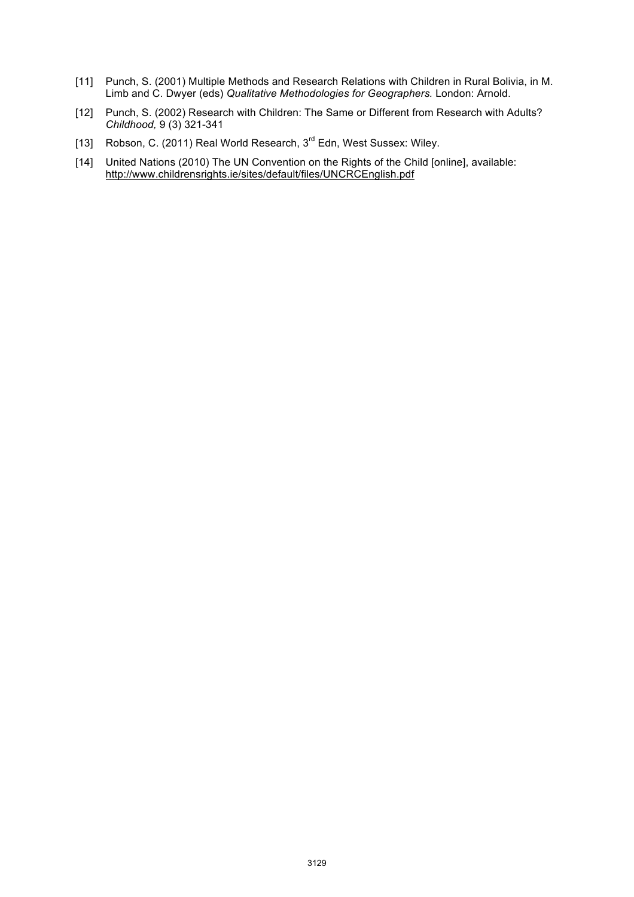[11] Punch, S. (2001) Multiple Methods and Research Relations with Children in Rural Bolivia, in M. Limb and C. Dwyer (eds) *Qualitative Methodologies for Geographers.* London: Arnold.

[12] Punch, S. (2002) Research with Children: The Same or Different from Research with Adults? *Childhood,* 9 (3) 321-341

[13] Robson, C. (2011) Real World Research, 3rd Edn, West Sussex: Wiley.

[14] United Nations (2010) The UN Convention on the Rights of the Child [online], available: http://www.childrensrights.ie/sites/default/files/UNCRCEnglish.pdf